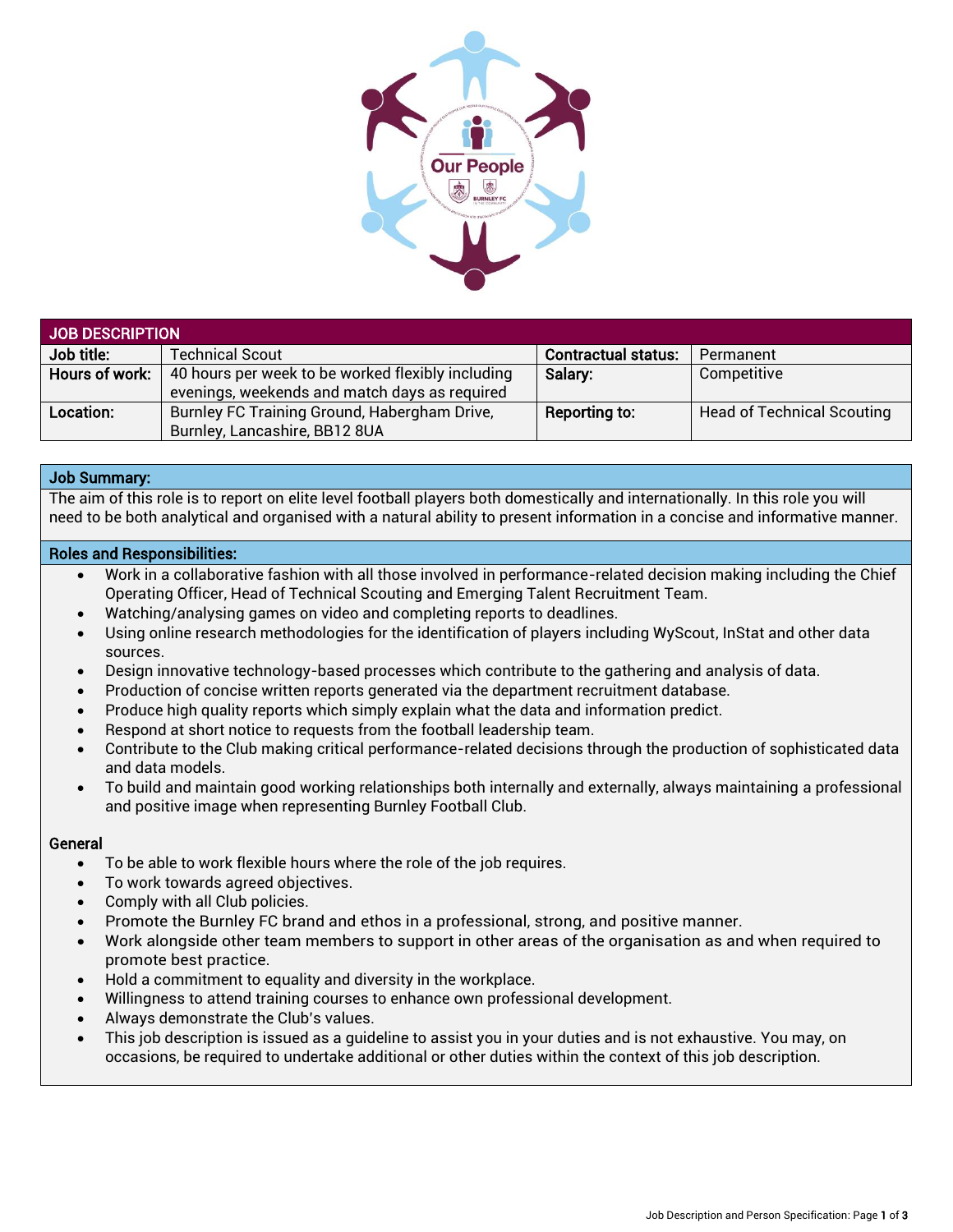## JOB DESCRIPTION

| Job title: | Technical Scout | Contractual status: | Permanent |
|---|---|---|---|
| Hours of work: | 40 hours per week to be worked flexibly including evenings, weekends and match days as required | Salary: | Competitive |
| Location: | Burnley FC Training Ground, Habergham Drive, Burnley, Lancashire, BB12 8UA | Reporting to: | Head of Technical Scouting |

### Job Summary:

The aim of this role is to report on elite level football players both domestically and internationally. In this role you will need to be both analytical and organised with a natural ability to present information in a concise and informative manner.

### Roles and Responsibilities:

- Work in a collaborative fashion with all those involved in performance-related decision making including the Chief Operating Officer, Head of Technical Scouting and Emerging Talent Recruitment Team.
- Watching/analysing games on video and completing reports to deadlines.
- Using online research methodologies for the identification of players including WyScout, InStat and other data sources.
- Design innovative technology-based processes which contribute to the gathering and analysis of data.
- Production of concise written reports generated via the department recruitment database.
- Produce high quality reports which simply explain what the data and information predict.
- Respond at short notice to requests from the football leadership team.
- Contribute to the Club making critical performance-related decisions through the production of sophisticated data and data models.
- To build and maintain good working relationships both internally and externally, always maintaining a professional and positive image when representing Burnley Football Club.

### General

- To be able to work flexible hours where the role of the job requires.
- To work towards agreed objectives.
- Comply with all Club policies.
- Promote the Burnley FC brand and ethos in a professional, strong, and positive manner.
- Work alongside other team members to support in other areas of the organisation as and when required to promote best practice.
- Hold a commitment to equality and diversity in the workplace.
- Willingness to attend training courses to enhance own professional development.
- Always demonstrate the Club's values.
- This job description is issued as a guideline to assist you in your duties and is not exhaustive. You may, on occasions, be required to undertake additional or other duties within the context of this job description.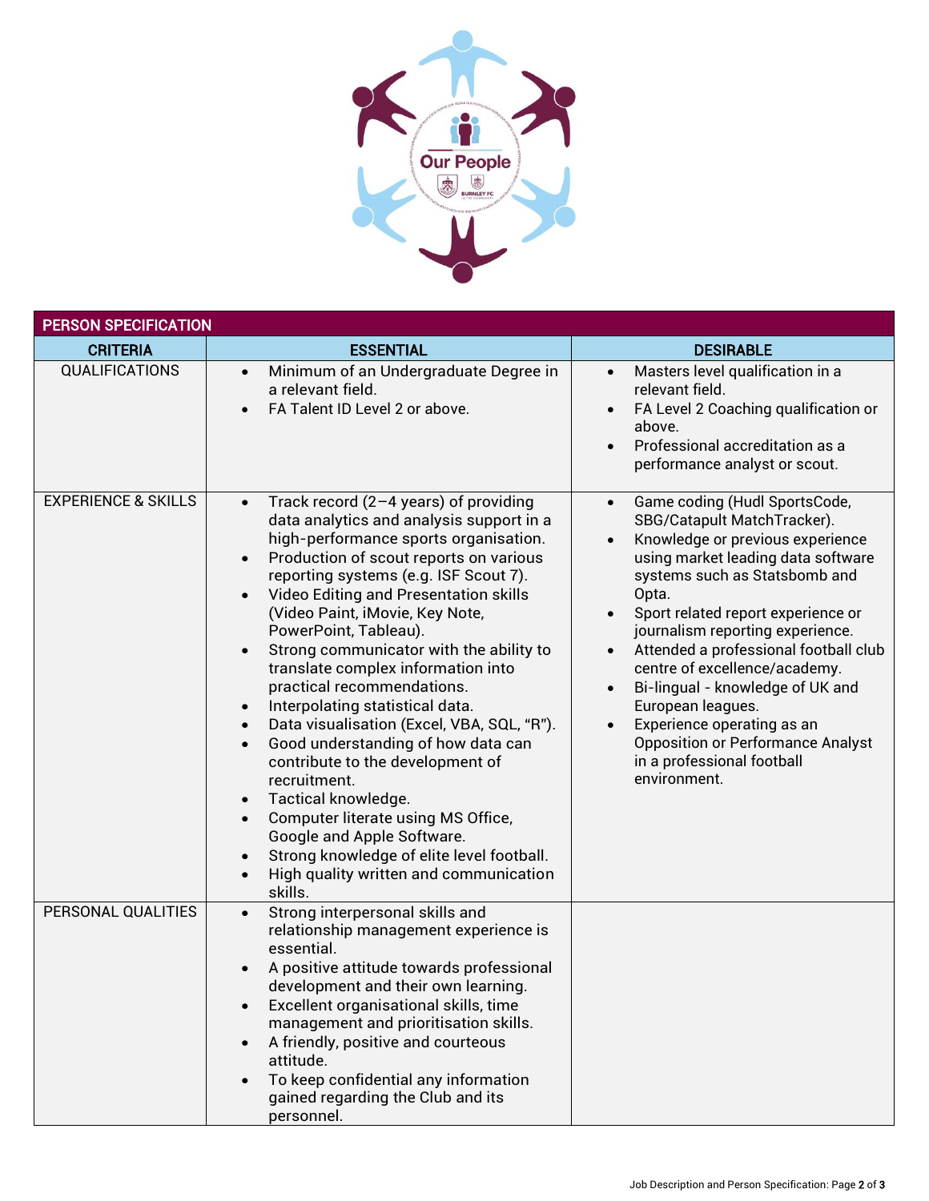## PERSON SPECIFICATION

| CRITERIA | ESSENTIAL | DESIRABLE |
|---|---|---|
| QUALIFICATIONS | • Minimum of an Undergraduate Degree in a relevant field.<br>• FA Talent ID Level 2 or above. | • Masters level qualification in a relevant field.<br>• FA Level 2 Coaching qualification or above.<br>• Professional accreditation as a performance analyst or scout. |
| EXPERIENCE & SKILLS | • Track record (2–4 years) of providing data analytics and analysis support in a high-performance sports organisation.<br>• Production of scout reports on various reporting systems (e.g. ISF Scout 7).<br>• Video Editing and Presentation skills (Video Paint, iMovie, Key Note, PowerPoint, Tableau).<br>• Strong communicator with the ability to translate complex information into practical recommendations.<br>• Interpolating statistical data.<br>• Data visualisation (Excel, VBA, SQL, "R").<br>• Good understanding of how data can contribute to the development of recruitment.<br>• Tactical knowledge.<br>• Computer literate using MS Office, Google and Apple Software.<br>• Strong knowledge of elite level football.<br>• High quality written and communication skills. | • Game coding (Hudl SportsCode, SBG/Catapult MatchTracker).<br>• Knowledge or previous experience using market leading data software systems such as Statsbomb and Opta.<br>• Sport related report experience or journalism reporting experience.<br>• Attended a professional football club centre of excellence/academy.<br>• Bi-lingual - knowledge of UK and European leagues.<br>• Experience operating as an Opposition or Performance Analyst in a professional football environment. |
| PERSONAL QUALITIES | • Strong interpersonal skills and relationship management experience is essential.<br>• A positive attitude towards professional development and their own learning.<br>• Excellent organisational skills, time management and prioritisation skills.<br>• A friendly, positive and courteous attitude.<br>• To keep confidential any information gained regarding the Club and its personnel. | |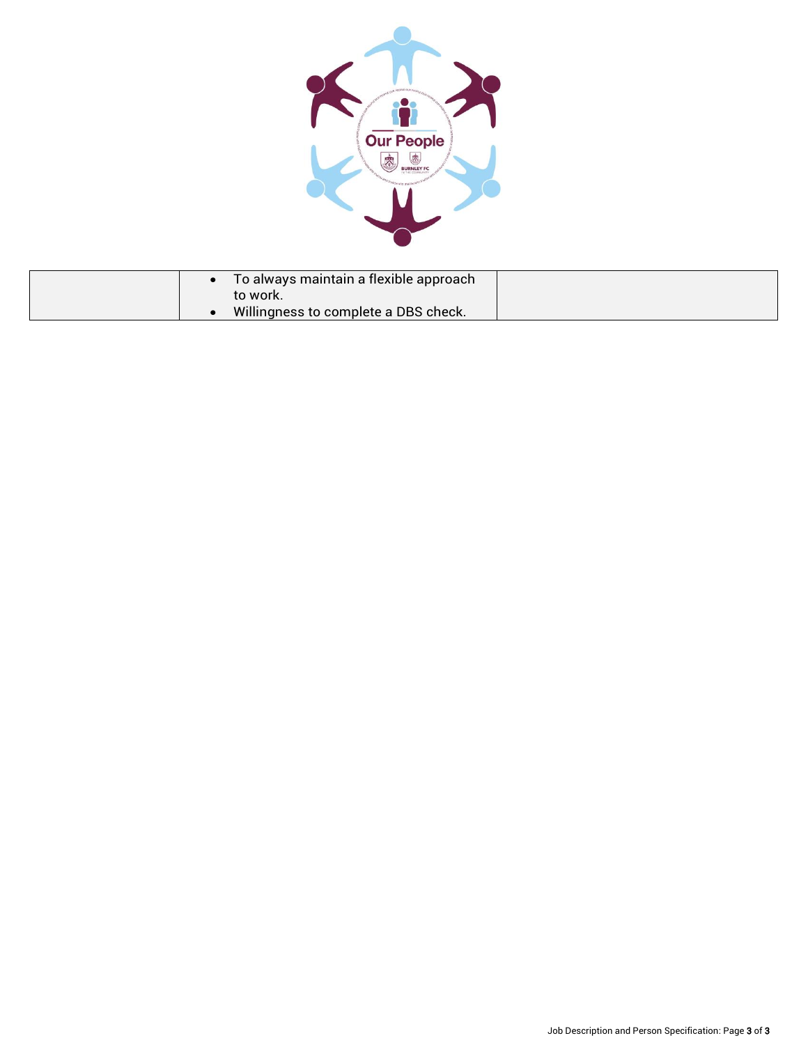| | | |
|---|---|---|
| | • To always maintain a flexible approach to work.<br>• Willingness to complete a DBS check. | |